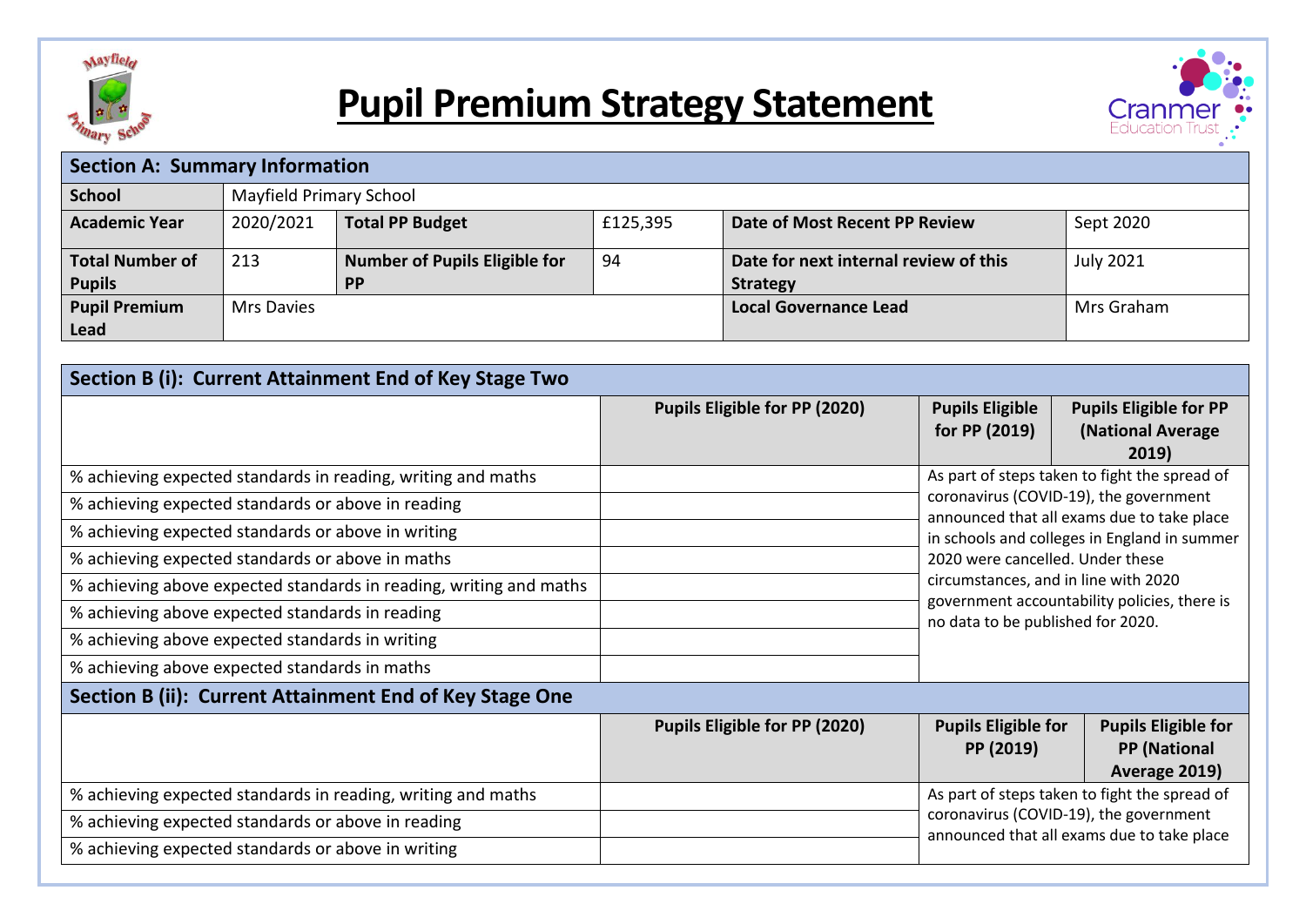# Pupil Premium Strategy Statement

| Section A: Summary Information | | | | | |
|---|---|---|---|---|---|
| **School** | Mayfield Primary School | | | | |
| **Academic Year** | 2020/2021 | **Total PP Budget** | £125,395 | **Date of Most Recent PP Review** | Sept 2020 |
| **Total Number of Pupils** | 213 | **Number of Pupils Eligible for PP** | 94 | **Date for next internal review of this Strategy** | July 2021 |
| **Pupil Premium Lead** | Mrs Davies | | | **Local Governance Lead** | Mrs Graham |

| Section B (i): Current Attainment End of Key Stage Two | | | |
|---|---|---|---|
| | **Pupils Eligible for PP (2020)** | **Pupils Eligible for PP (2019)** | **Pupils Eligible for PP (National Average 2019)** |
| % achieving expected standards in reading, writing and maths | | As part of steps taken to fight the spread of coronavirus (COVID-19), the government announced that all exams due to take place in schools and colleges in England in summer 2020 were cancelled. Under these circumstances, and in line with 2020 government accountability policies, there is no data to be published for 2020. | |
| % achieving expected standards or above in reading | | | |
| % achieving expected standards or above in writing | | | |
| % achieving expected standards or above in maths | | | |
| % achieving above expected standards in reading, writing and maths | | | |
| % achieving above expected standards in reading | | | |
| % achieving above expected standards in writing | | | |
| % achieving above expected standards in maths | | | |

| Section B (ii): Current Attainment End of Key Stage One | | | |
|---|---|---|---|
| | **Pupils Eligible for PP (2020)** | **Pupils Eligible for PP (2019)** | **Pupils Eligible for PP (National Average 2019)** |
| % achieving expected standards in reading, writing and maths | | As part of steps taken to fight the spread of coronavirus (COVID-19), the government announced that all exams due to take place | |
| % achieving expected standards or above in reading | | | |
| % achieving expected standards or above in writing | | | |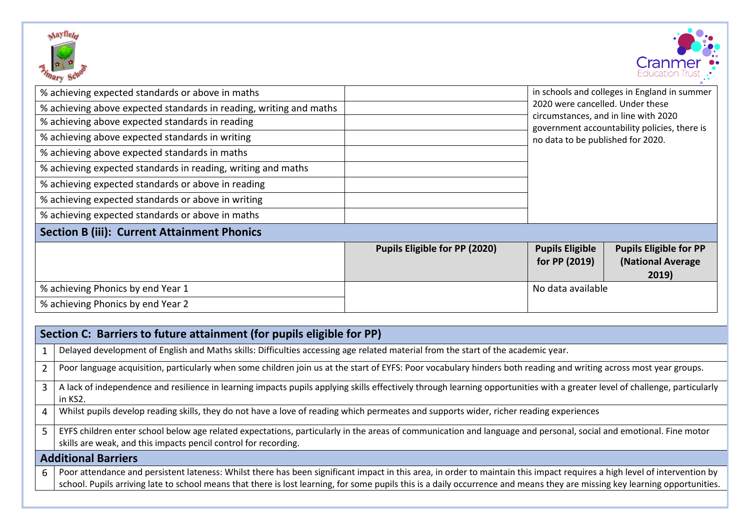| | | |
|---|---|---|
| % achieving expected standards or above in maths | | in schools and colleges in England in summer 2020 were cancelled. Under these circumstances, and in line with 2020 government accountability policies, there is no data to be published for 2020. |
| % achieving above expected standards in reading, writing and maths | | |
| % achieving above expected standards in reading | | |
| % achieving above expected standards in writing | | |
| % achieving above expected standards in maths | | |
| % achieving expected standards in reading, writing and maths | | |
| % achieving expected standards or above in reading | | |
| % achieving expected standards or above in writing | | |
| % achieving expected standards or above in maths | | |

## Section B (iii): Current Attainment Phonics

| | Pupils Eligible for PP (2020) | Pupils Eligible for PP (2019) | Pupils Eligible for PP (National Average 2019) |
|---|---|---|---|
| % achieving Phonics by end Year 1 | | No data available | |
| % achieving Phonics by end Year 2 | | | |

## Section C: Barriers to future attainment (for pupils eligible for PP)

| | |
|---|---|
| 1 | Delayed development of English and Maths skills: Difficulties accessing age related material from the start of the academic year. |
| 2 | Poor language acquisition, particularly when some children join us at the start of EYFS: Poor vocabulary hinders both reading and writing across most year groups. |
| 3 | A lack of independence and resilience in learning impacts pupils applying skills effectively through learning opportunities with a greater level of challenge, particularly in KS2. |
| 4 | Whilst pupils develop reading skills, they do not have a love of reading which permeates and supports wider, richer reading experiences |
| 5 | EYFS children enter school below age related expectations, particularly in the areas of communication and language and personal, social and emotional. Fine motor skills are weak, and this impacts pencil control for recording. |

### Additional Barriers

| | |
|---|---|
| 6 | Poor attendance and persistent lateness: Whilst there has been significant impact in this area, in order to maintain this impact requires a high level of intervention by school. Pupils arriving late to school means that there is lost learning, for some pupils this is a daily occurrence and means they are missing key learning opportunities. |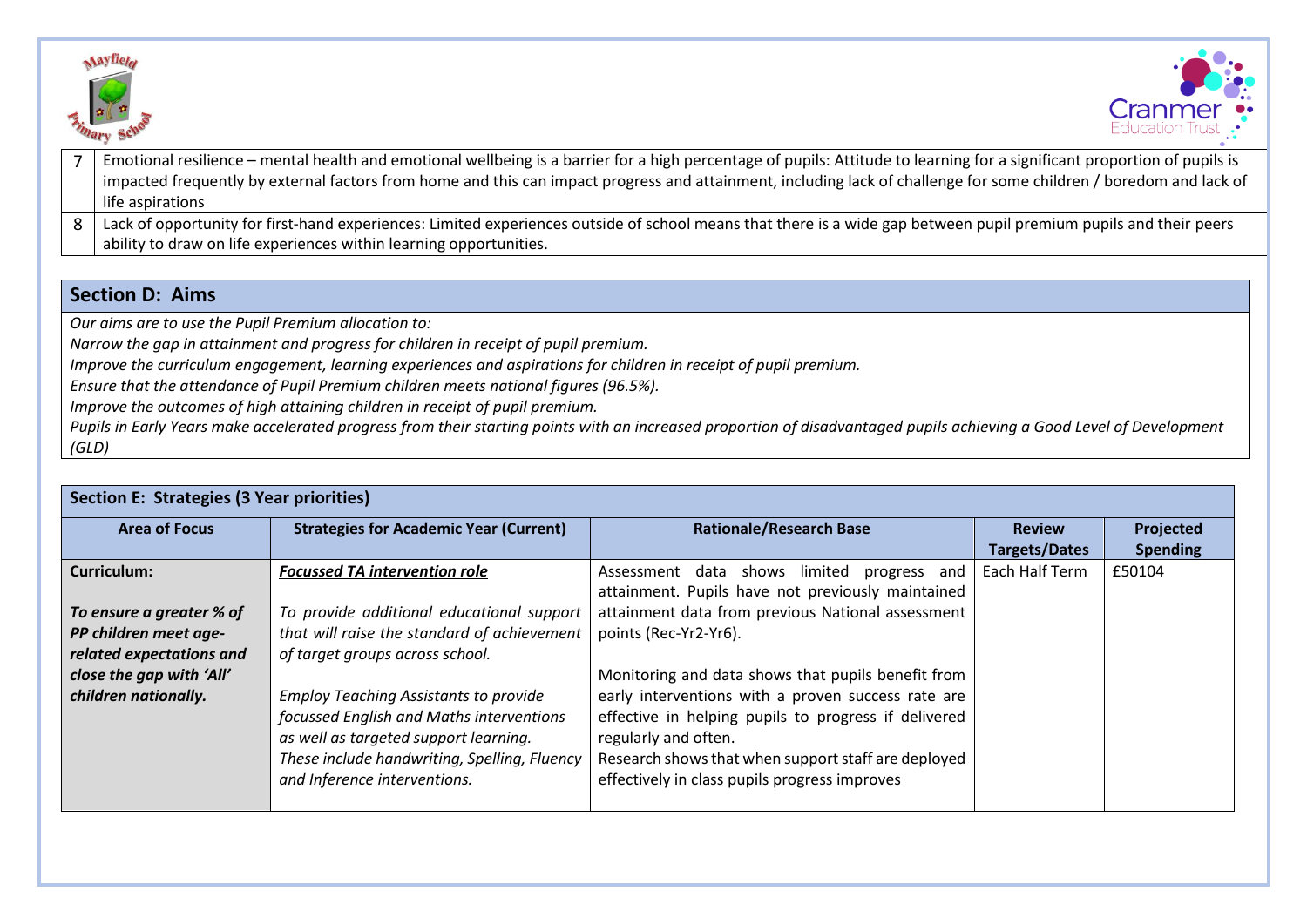| | |
|---|---|
| 7 | Emotional resilience – mental health and emotional wellbeing is a barrier for a high percentage of pupils: Attitude to learning for a significant proportion of pupils is impacted frequently by external factors from home and this can impact progress and attainment, including lack of challenge for some children / boredom and lack of life aspirations |
| 8 | Lack of opportunity for first-hand experiences: Limited experiences outside of school means that there is a wide gap between pupil premium pupils and their peers ability to draw on life experiences within learning opportunities. |

## Section D: Aims

*Our aims are to use the Pupil Premium allocation to:*

*Narrow the gap in attainment and progress for children in receipt of pupil premium.*

*Improve the curriculum engagement, learning experiences and aspirations for children in receipt of pupil premium.*

*Ensure that the attendance of Pupil Premium children meets national figures (96.5%).*

*Improve the outcomes of high attaining children in receipt of pupil premium.*

*Pupils in Early Years make accelerated progress from their starting points with an increased proportion of disadvantaged pupils achieving a Good Level of Development (GLD)*

## Section E: Strategies (3 Year priorities)

| Area of Focus | Strategies for Academic Year (Current) | Rationale/Research Base | Review Targets/Dates | Projected Spending |
|---|---|---|---|---|
| **Curriculum:**<br><br>***To ensure a greater % of PP children meet age-related expectations and close the gap with 'All' children nationally.*** | ***Focussed TA intervention role***<br><br>*To provide additional educational support that will raise the standard of achievement of target groups across school.*<br><br>*Employ Teaching Assistants to provide focussed English and Maths interventions as well as targeted support learning. These include handwriting, Spelling, Fluency and Inference interventions.* | Assessment data shows limited progress and attainment. Pupils have not previously maintained attainment data from previous National assessment points (Rec-Yr2-Yr6).<br><br>Monitoring and data shows that pupils benefit from early interventions with a proven success rate are effective in helping pupils to progress if delivered regularly and often.<br>Research shows that when support staff are deployed effectively in class pupils progress improves | Each Half Term | £50104 |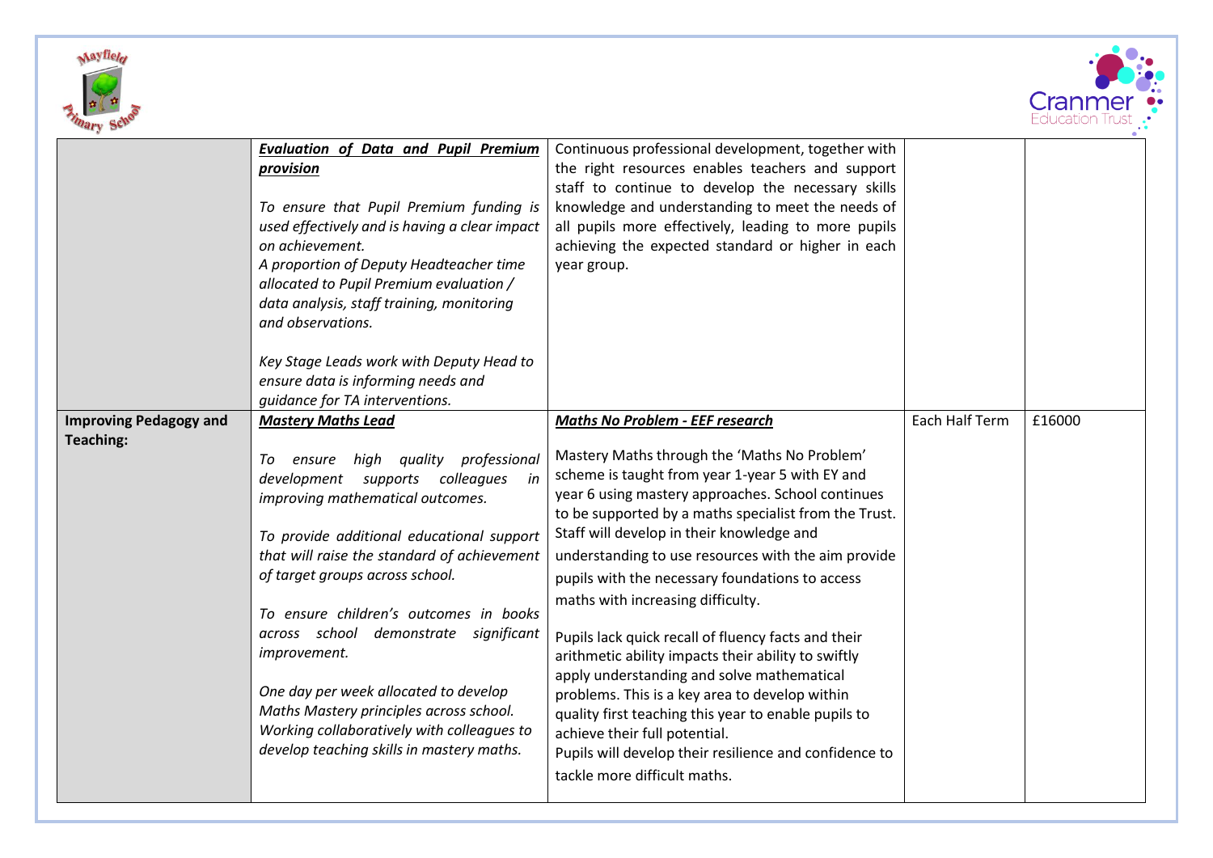| | | | | |
|---|---|---|---|---|
| | ***Evaluation of Data and Pupil Premium provision***<br><br>*To ensure that Pupil Premium funding is used effectively and is having a clear impact on achievement.*<br>*A proportion of Deputy Headteacher time allocated to Pupil Premium evaluation / data analysis, staff training, monitoring and observations.*<br><br>*Key Stage Leads work with Deputy Head to ensure data is informing needs and guidance for TA interventions.* | Continuous professional development, together with the right resources enables teachers and support staff to continue to develop the necessary skills knowledge and understanding to meet the needs of all pupils more effectively, leading to more pupils achieving the expected standard or higher in each year group. | | |
| **Improving Pedagogy and Teaching:** | ***Mastery Maths Lead***<br><br>*To ensure high quality professional development supports colleagues in improving mathematical outcomes.*<br><br>*To provide additional educational support that will raise the standard of achievement of target groups across school.*<br><br>*To ensure children's outcomes in books across school demonstrate significant improvement.*<br><br>*One day per week allocated to develop Maths Mastery principles across school. Working collaboratively with colleagues to develop teaching skills in mastery maths.* | ***Maths No Problem - EEF research***<br><br>Mastery Maths through the 'Maths No Problem' scheme is taught from year 1-year 5 with EY and year 6 using mastery approaches. School continues to be supported by a maths specialist from the Trust. Staff will develop in their knowledge and understanding to use resources with the aim provide pupils with the necessary foundations to access maths with increasing difficulty.<br><br>Pupils lack quick recall of fluency facts and their arithmetic ability impacts their ability to swiftly apply understanding and solve mathematical problems. This is a key area to develop within quality first teaching this year to enable pupils to achieve their full potential.<br>Pupils will develop their resilience and confidence to tackle more difficult maths. | Each Half Term | £16000 |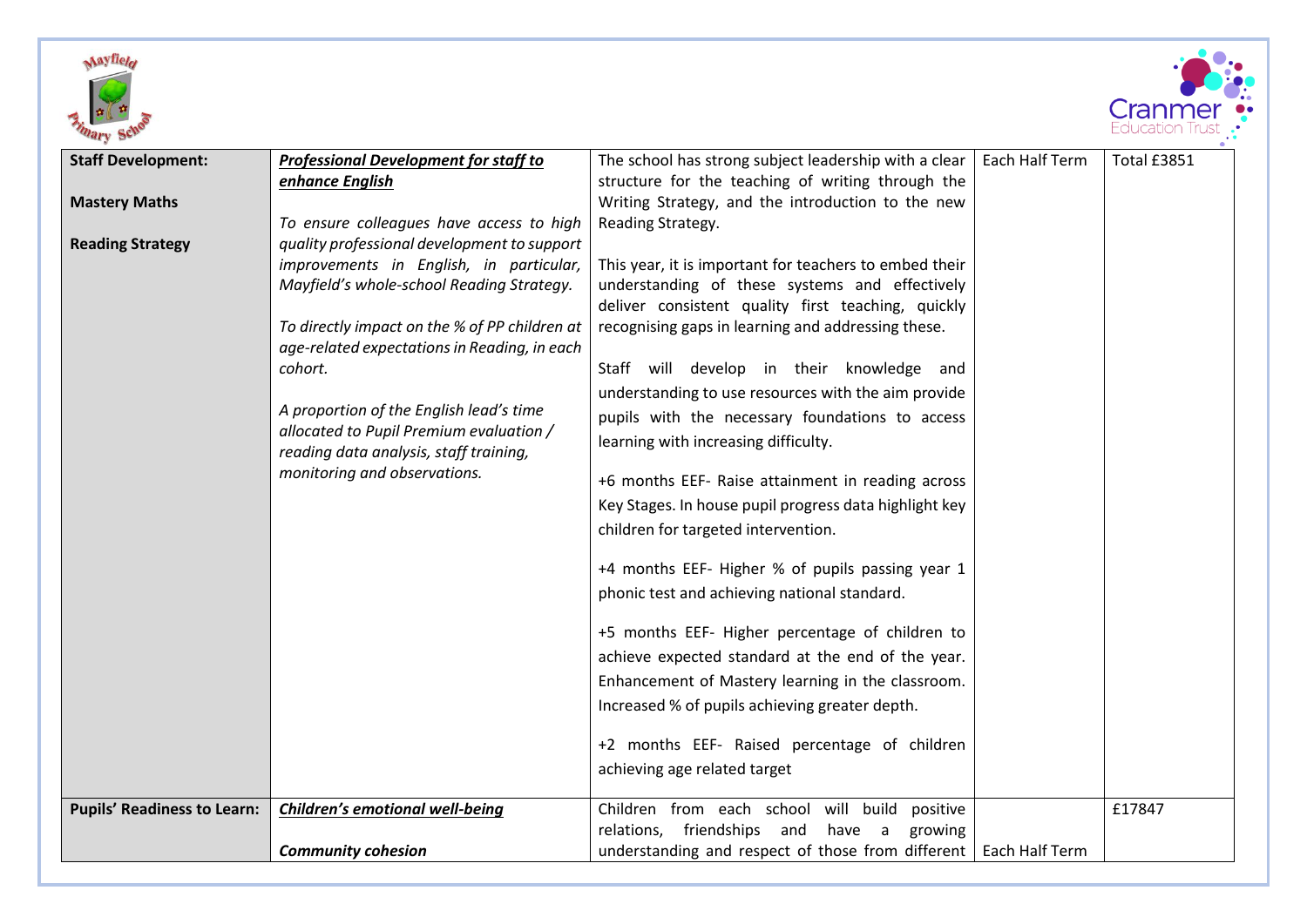| | | | | |
|---|---|---|---|---|
| **Staff Development:**<br><br>**Mastery Maths**<br><br>**Reading Strategy** | ***Professional Development for staff to enhance English***<br><br>*To ensure colleagues have access to high quality professional development to support improvements in English, in particular, Mayfield's whole-school Reading Strategy.*<br><br>*To directly impact on the % of PP children at age-related expectations in Reading, in each cohort.*<br><br>*A proportion of the English lead's time allocated to Pupil Premium evaluation / reading data analysis, staff training, monitoring and observations.* | The school has strong subject leadership with a clear structure for the teaching of writing through the Writing Strategy, and the introduction to the new Reading Strategy.<br><br>This year, it is important for teachers to embed their understanding of these systems and effectively deliver consistent quality first teaching, quickly recognising gaps in learning and addressing these.<br><br>Staff will develop in their knowledge and understanding to use resources with the aim provide pupils with the necessary foundations to access learning with increasing difficulty.<br><br>+6 months EEF- Raise attainment in reading across Key Stages. In house pupil progress data highlight key children for targeted intervention.<br><br>+4 months EEF- Higher % of pupils passing year 1 phonic test and achieving national standard.<br><br>+5 months EEF- Higher percentage of children to achieve expected standard at the end of the year. Enhancement of Mastery learning in the classroom. Increased % of pupils achieving greater depth.<br><br>+2 months EEF- Raised percentage of children achieving age related target | Each Half Term | Total £3851 |
| **Pupils' Readiness to Learn:** | ***Children's emotional well-being***<br><br>***Community cohesion*** | Children from each school will build positive relations, friendships and have a growing understanding and respect of those from different | Each Half Term | £17847 |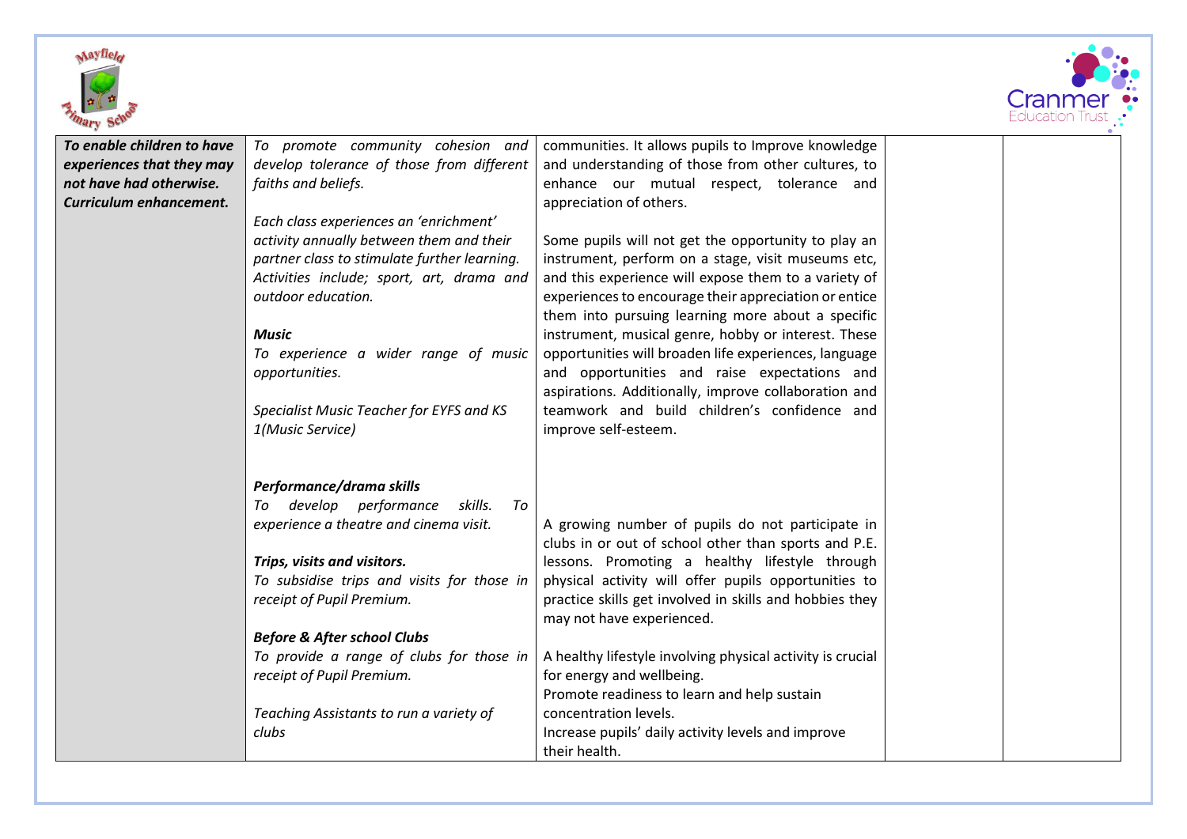| | | | | |
|---|---|---|---|---|
| ***To enable children to have experiences that they may not have had otherwise. Curriculum enhancement.*** | *To promote community cohesion and develop tolerance of those from different faiths and beliefs.*<br><br>*Each class experiences an 'enrichment' activity annually between them and their partner class to stimulate further learning. Activities include; sport, art, drama and outdoor education.*<br><br>***Music***<br>*To experience a wider range of music opportunities.*<br><br>*Specialist Music Teacher for EYFS and KS 1(Music Service)*<br><br>***Performance/drama skills***<br>*To develop performance skills. To experience a theatre and cinema visit.*<br><br>***Trips, visits and visitors.***<br>*To subsidise trips and visits for those in receipt of Pupil Premium.*<br><br>***Before & After school Clubs***<br>*To provide a range of clubs for those in receipt of Pupil Premium.*<br><br>*Teaching Assistants to run a variety of clubs* | communities. It allows pupils to Improve knowledge and understanding of those from other cultures, to enhance our mutual respect, tolerance and appreciation of others.<br><br>Some pupils will not get the opportunity to play an instrument, perform on a stage, visit museums etc, and this experience will expose them to a variety of experiences to encourage their appreciation or entice them into pursuing learning more about a specific instrument, musical genre, hobby or interest. These opportunities will broaden life experiences, language and opportunities and raise expectations and aspirations. Additionally, improve collaboration and teamwork and build children's confidence and improve self-esteem.<br><br>A growing number of pupils do not participate in clubs in or out of school other than sports and P.E. lessons. Promoting a healthy lifestyle through physical activity will offer pupils opportunities to practice skills get involved in skills and hobbies they may not have experienced.<br><br>A healthy lifestyle involving physical activity is crucial for energy and wellbeing.<br>Promote readiness to learn and help sustain concentration levels.<br>Increase pupils' daily activity levels and improve their health. | | |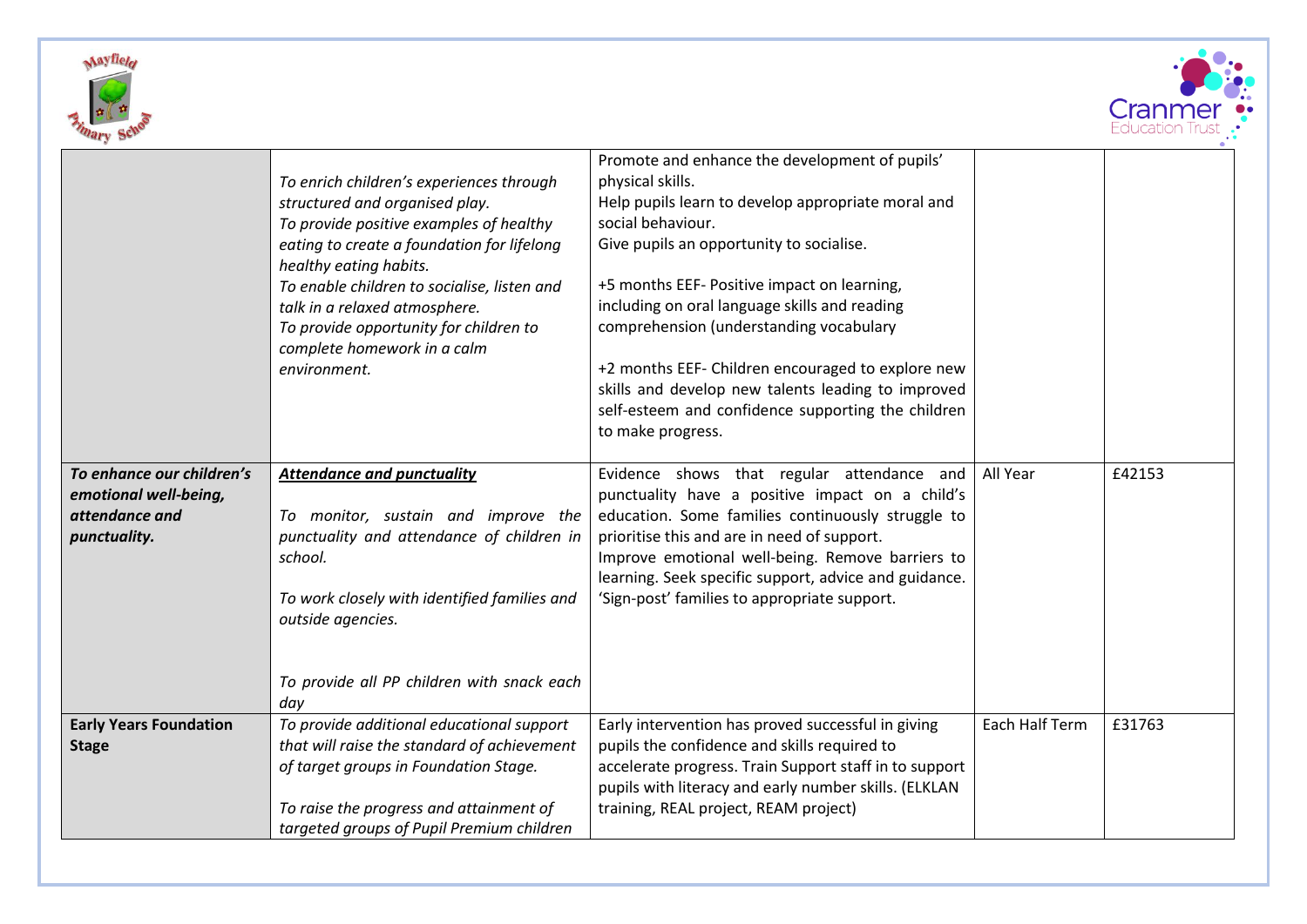| | | | | |
|---|---|---|---|---|
| | *To enrich children's experiences through structured and organised play.*<br>*To provide positive examples of healthy eating to create a foundation for lifelong healthy eating habits.*<br>*To enable children to socialise, listen and talk in a relaxed atmosphere.*<br>*To provide opportunity for children to complete homework in a calm environment.* | Promote and enhance the development of pupils' physical skills.<br>Help pupils learn to develop appropriate moral and social behaviour.<br>Give pupils an opportunity to socialise.<br><br>+5 months EEF- Positive impact on learning, including on oral language skills and reading comprehension (understanding vocabulary<br><br>+2 months EEF- Children encouraged to explore new skills and develop new talents leading to improved self-esteem and confidence supporting the children to make progress. | | |
| ***To enhance our children's emotional well-being, attendance and punctuality.*** | ***<u>Attendance and punctuality</u>***<br><br>*To monitor, sustain and improve the punctuality and attendance of children in school.*<br><br>*To work closely with identified families and outside agencies.*<br><br>*To provide all PP children with snack each day* | Evidence shows that regular attendance and punctuality have a positive impact on a child's education. Some families continuously struggle to prioritise this and are in need of support.<br>Improve emotional well-being. Remove barriers to learning. Seek specific support, advice and guidance.<br>'Sign-post' families to appropriate support. | All Year | £42153 |
| **Early Years Foundation Stage** | *To provide additional educational support that will raise the standard of achievement of target groups in Foundation Stage.*<br><br>*To raise the progress and attainment of targeted groups of Pupil Premium children* | Early intervention has proved successful in giving pupils the confidence and skills required to accelerate progress. Train Support staff in to support pupils with literacy and early number skills. (ELKLAN training, REAL project, REAM project) | Each Half Term | £31763 |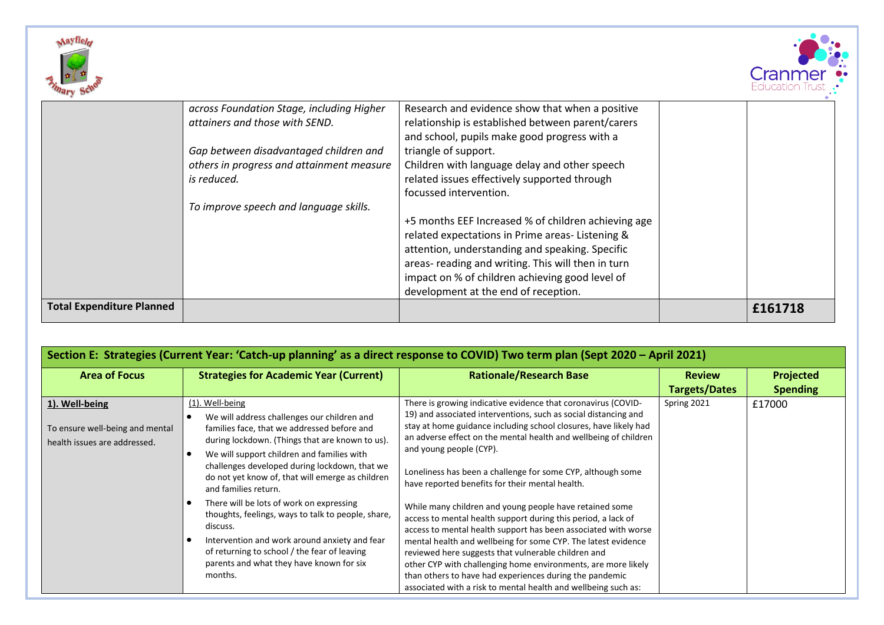| | | | | |
|---|---|---|---|---|
| | *across Foundation Stage, including Higher attainers and those with SEND.*<br><br>*Gap between disadvantaged children and others in progress and attainment measure is reduced.*<br><br>*To improve speech and language skills.* | Research and evidence show that when a positive relationship is established between parent/carers and school, pupils make good progress with a triangle of support.<br>Children with language delay and other speech related issues effectively supported through focussed intervention.<br><br>+5 months EEF Increased % of children achieving age related expectations in Prime areas- Listening & attention, understanding and speaking. Specific areas- reading and writing. This will then in turn impact on % of children achieving good level of development at the end of reception. | | |
| **Total Expenditure Planned** | | | | **£161718** |

| **Section E: Strategies (Current Year: 'Catch-up planning' as a direct response to COVID) Two term plan (Sept 2020 – April 2021)** | | | | |
|---|---|---|---|---|
| **Area of Focus** | **Strategies for Academic Year (Current)** | **Rationale/Research Base** | **Review Targets/Dates** | **Projected Spending** |
| **1). Well-being**<br><br>To ensure well-being and mental health issues are addressed. | (1). Well-being<br>• We will address challenges our children and families face, that we addressed before and during lockdown. (Things that are known to us).<br>• We will support children and families with challenges developed during lockdown, that we do not yet know of, that will emerge as children and families return.<br>• There will be lots of work on expressing thoughts, feelings, ways to talk to people, share, discuss.<br>• Intervention and work around anxiety and fear of returning to school / the fear of leaving parents and what they have known for six months. | There is growing indicative evidence that coronavirus (COVID-19) and associated interventions, such as social distancing and stay at home guidance including school closures, have likely had an adverse effect on the mental health and wellbeing of children and young people (CYP).<br><br>Loneliness has been a challenge for some CYP, although some have reported benefits for their mental health.<br><br>While many children and young people have retained some access to mental health support during this period, a lack of access to mental health support has been associated with worse mental health and wellbeing for some CYP. The latest evidence reviewed here suggests that vulnerable children and other CYP with challenging home environments, are more likely than others to have had experiences during the pandemic associated with a risk to mental health and wellbeing such as: | Spring 2021 | £17000 |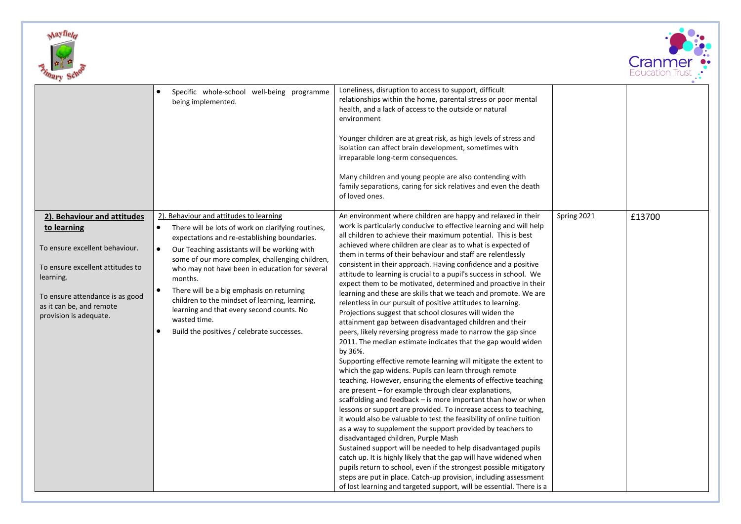| | | | | |
|---|---|---|---|---|
| | • Specific whole-school well-being programme being implemented. | Loneliness, disruption to access to support, difficult relationships within the home, parental stress or poor mental health, and a lack of access to the outside or natural environment<br><br>Younger children are at great risk, as high levels of stress and isolation can affect brain development, sometimes with irreparable long-term consequences.<br><br>Many children and young people are also contending with family separations, caring for sick relatives and even the death of loved ones. | | |
| **2). Behaviour and attitudes to learning**<br><br>To ensure excellent behaviour.<br><br>To ensure excellent attitudes to learning.<br><br>To ensure attendance is as good as it can be, and remote provision is adequate. | 2). Behaviour and attitudes to learning<br>• There will be lots of work on clarifying routines, expectations and re-establishing boundaries.<br>• Our Teaching assistants will be working with some of our more complex, challenging children, who may not have been in education for several months.<br>• There will be a big emphasis on returning children to the mindset of learning, learning, learning and that every second counts. No wasted time.<br>• Build the positives / celebrate successes. | An environment where children are happy and relaxed in their work is particularly conducive to effective learning and will help all children to achieve their maximum potential. This is best achieved where children are clear as to what is expected of them in terms of their behaviour and staff are relentlessly consistent in their approach. Having confidence and a positive attitude to learning is crucial to a pupil's success in school. We expect them to be motivated, determined and proactive in their learning and these are skills that we teach and promote. We are relentless in our pursuit of positive attitudes to learning. Projections suggest that school closures will widen the attainment gap between disadvantaged children and their peers, likely reversing progress made to narrow the gap since 2011. The median estimate indicates that the gap would widen by 36%.<br>Supporting effective remote learning will mitigate the extent to which the gap widens. Pupils can learn through remote teaching. However, ensuring the elements of effective teaching are present – for example through clear explanations, scaffolding and feedback – is more important than how or when lessons or support are provided. To increase access to teaching, it would also be valuable to test the feasibility of online tuition as a way to supplement the support provided by teachers to disadvantaged children, Purple Mash<br>Sustained support will be needed to help disadvantaged pupils catch up. It is highly likely that the gap will have widened when pupils return to school, even if the strongest possible mitigatory steps are put in place. Catch-up provision, including assessment of lost learning and targeted support, will be essential. There is a | Spring 2021 | £13700 |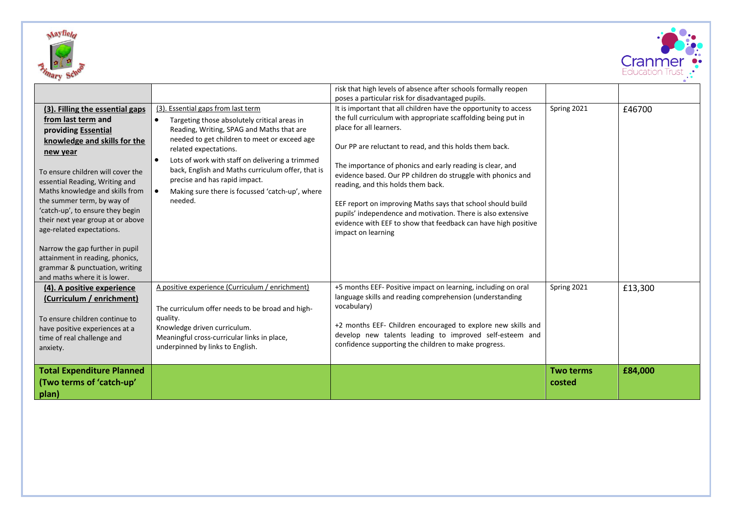| | | | | |
|---|---|---|---|---|
| | | risk that high levels of absence after schools formally reopen poses a particular risk for disadvantaged pupils. | | |
| **(3). Filling the essential gaps from last term and providing Essential knowledge and skills for the new year**<br><br>To ensure children will cover the essential Reading, Writing and Maths knowledge and skills from the summer term, by way of 'catch-up', to ensure they begin their next year group at or above age-related expectations.<br><br>Narrow the gap further in pupil attainment in reading, phonics, grammar & punctuation, writing and maths where it is lower. | (3). Essential gaps from last term<br>• Targeting those absolutely critical areas in Reading, Writing, SPAG and Maths that are needed to get children to meet or exceed age related expectations.<br>• Lots of work with staff on delivering a trimmed back, English and Maths curriculum offer, that is precise and has rapid impact.<br>• Making sure there is focussed 'catch-up', where needed. | It is important that all children have the opportunity to access the full curriculum with appropriate scaffolding being put in place for all learners.<br><br>Our PP are reluctant to read, and this holds them back.<br><br>The importance of phonics and early reading is clear, and evidence based. Our PP children do struggle with phonics and reading, and this holds them back.<br><br>EEF report on improving Maths says that school should build pupils' independence and motivation. There is also extensive evidence with EEF to show that feedback can have high positive impact on learning | Spring 2021 | £46700 |
| **(4). A positive experience (Curriculum / enrichment)**<br><br>To ensure children continue to have positive experiences at a time of real challenge and anxiety. | A positive experience (Curriculum / enrichment)<br><br>The curriculum offer needs to be broad and high-quality.<br>Knowledge driven curriculum.<br>Meaningful cross-curricular links in place, underpinned by links to English. | +5 months EEF- Positive impact on learning, including on oral language skills and reading comprehension (understanding vocabulary)<br><br>+2 months EEF- Children encouraged to explore new skills and develop new talents leading to improved self-esteem and confidence supporting the children to make progress. | Spring 2021 | £13,300 |
| **Total Expenditure Planned (Two terms of 'catch-up' plan)** | | | **Two terms costed** | **£84,000** |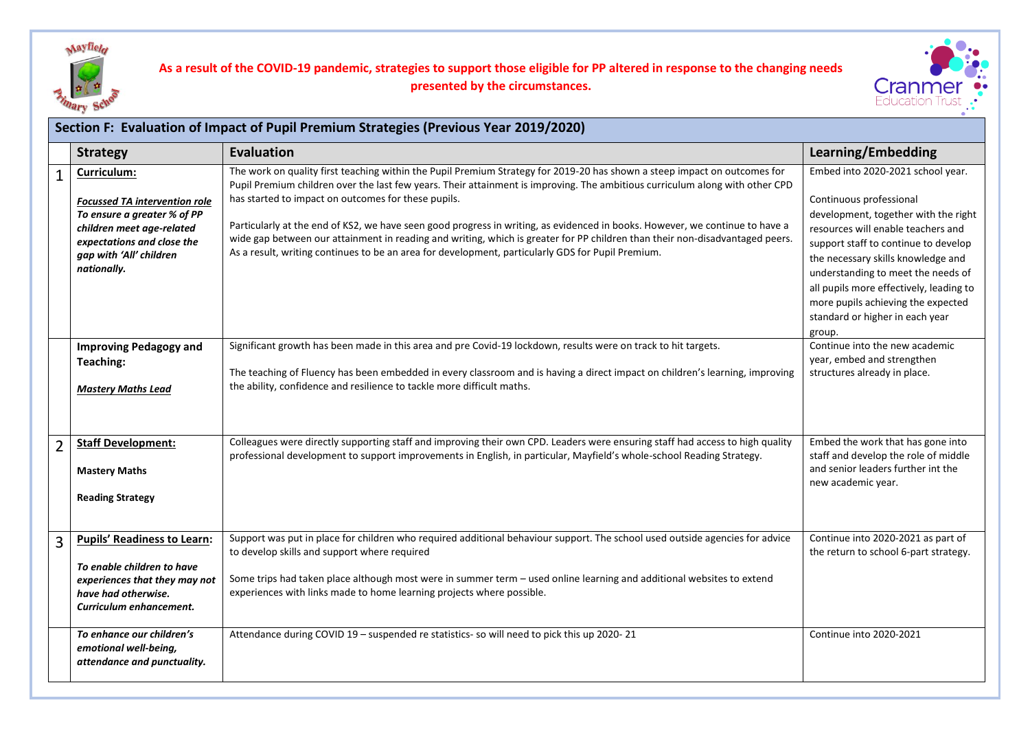**As a result of the COVID-19 pandemic, strategies to support those eligible for PP altered in response to the changing needs presented by the circumstances.**

## Section F: Evaluation of Impact of Pupil Premium Strategies (Previous Year 2019/2020)

| | Strategy | Evaluation | Learning/Embedding |
|---|---|---|---|
| 1 | **Curriculum:**<br><br>***Focussed TA intervention role***<br>***To ensure a greater % of PP children meet age-related expectations and close the gap with 'All' children nationally.*** | The work on quality first teaching within the Pupil Premium Strategy for 2019-20 has shown a steep impact on outcomes for Pupil Premium children over the last few years. Their attainment is improving. The ambitious curriculum along with other CPD has started to impact on outcomes for these pupils.<br><br>Particularly at the end of KS2, we have seen good progress in writing, as evidenced in books. However, we continue to have a wide gap between our attainment in reading and writing, which is greater for PP children than their non-disadvantaged peers. As a result, writing continues to be an area for development, particularly GDS for Pupil Premium. | Embed into 2020-2021 school year.<br><br>Continuous professional development, together with the right resources will enable teachers and support staff to continue to develop the necessary skills knowledge and understanding to meet the needs of all pupils more effectively, leading to more pupils achieving the expected standard or higher in each year group. |
| | **Improving Pedagogy and Teaching:**<br><br>***Mastery Maths Lead*** | Significant growth has been made in this area and pre Covid-19 lockdown, results were on track to hit targets.<br><br>The teaching of Fluency has been embedded in every classroom and is having a direct impact on children's learning, improving the ability, confidence and resilience to tackle more difficult maths. | Continue into the new academic year, embed and strengthen structures already in place. |
| 2 | **Staff Development:**<br><br>**Mastery Maths**<br><br>**Reading Strategy** | Colleagues were directly supporting staff and improving their own CPD. Leaders were ensuring staff had access to high quality professional development to support improvements in English, in particular, Mayfield's whole-school Reading Strategy. | Embed the work that has gone into staff and develop the role of middle and senior leaders further int the new academic year. |
| 3 | **Pupils' Readiness to Learn:**<br><br>***To enable children to have experiences that they may not have had otherwise. Curriculum enhancement.*** | Support was put in place for children who required additional behaviour support. The school used outside agencies for advice to develop skills and support where required<br><br>Some trips had taken place although most were in summer term – used online learning and additional websites to extend experiences with links made to home learning projects where possible. | Continue into 2020-2021 as part of the return to school 6-part strategy. |
| | ***To enhance our children's emotional well-being, attendance and punctuality.*** | Attendance during COVID 19 – suspended re statistics- so will need to pick this up 2020- 21 | Continue into 2020-2021 |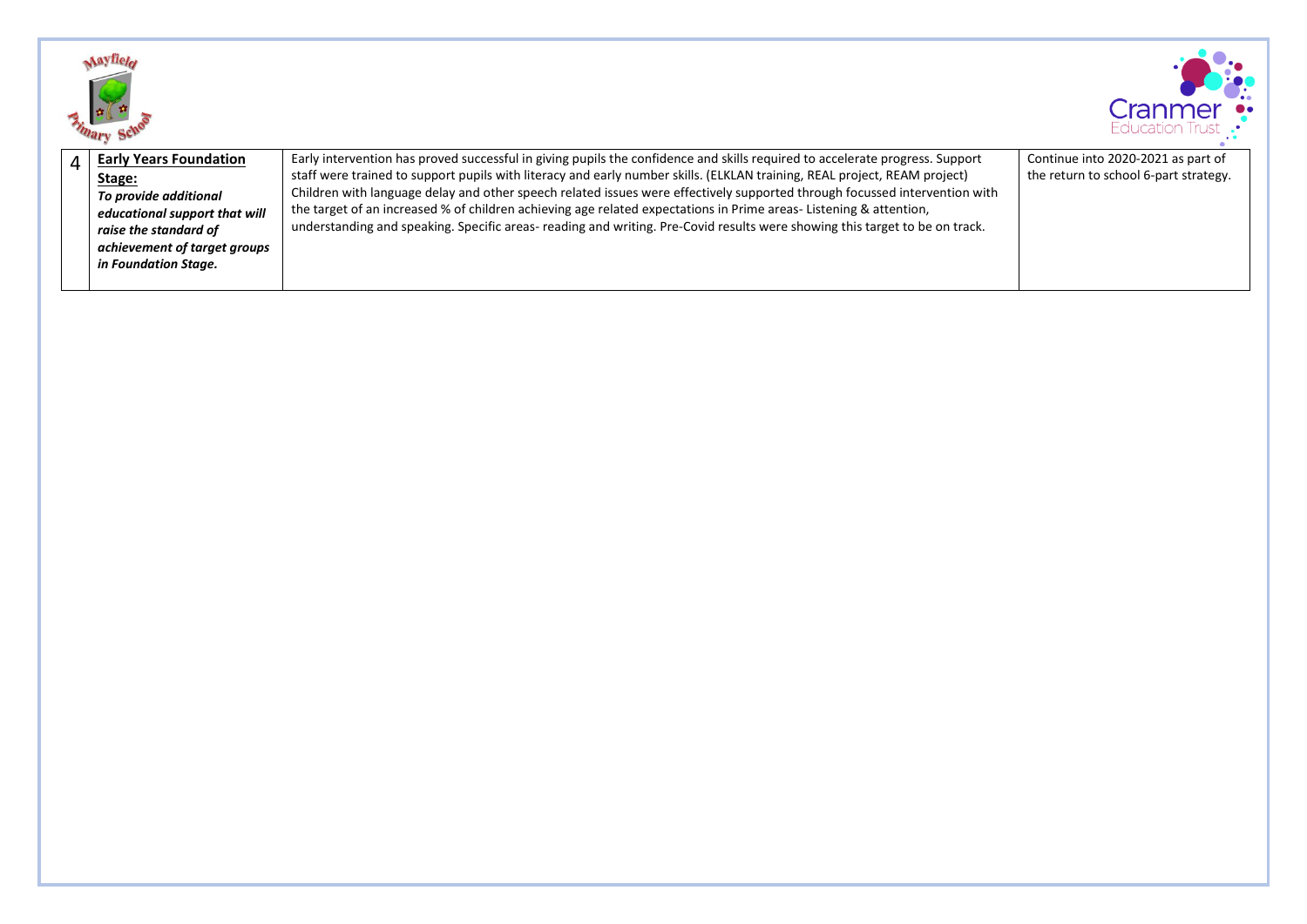| | | | |
|---|---|---|---|
| 4 | **Early Years Foundation Stage:** ***To provide additional educational support that will raise the standard of achievement of target groups in Foundation Stage.*** | Early intervention has proved successful in giving pupils the confidence and skills required to accelerate progress. Support staff were trained to support pupils with literacy and early number skills. (ELKLAN training, REAL project, REAM project) Children with language delay and other speech related issues were effectively supported through focussed intervention with the target of an increased % of children achieving age related expectations in Prime areas- Listening & attention, understanding and speaking. Specific areas- reading and writing. Pre-Covid results were showing this target to be on track. | Continue into 2020-2021 as part of the return to school 6-part strategy. |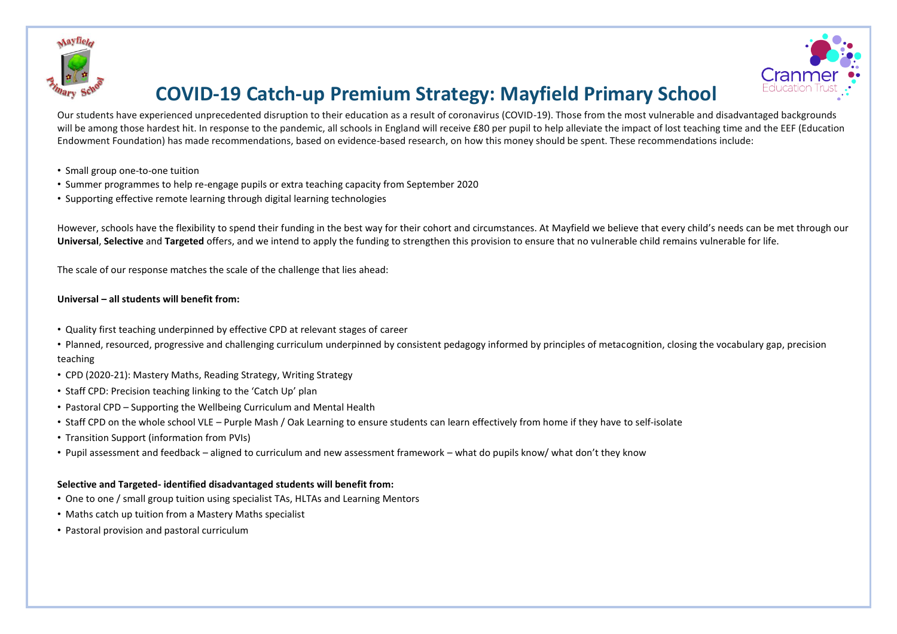# COVID-19 Catch-up Premium Strategy: Mayfield Primary School

Our students have experienced unprecedented disruption to their education as a result of coronavirus (COVID-19). Those from the most vulnerable and disadvantaged backgrounds will be among those hardest hit. In response to the pandemic, all schools in England will receive £80 per pupil to help alleviate the impact of lost teaching time and the EEF (Education Endowment Foundation) has made recommendations, based on evidence-based research, on how this money should be spent. These recommendations include:

- Small group one-to-one tuition
- Summer programmes to help re-engage pupils or extra teaching capacity from September 2020
- Supporting effective remote learning through digital learning technologies

However, schools have the flexibility to spend their funding in the best way for their cohort and circumstances. At Mayfield we believe that every child's needs can be met through our **Universal**, **Selective** and **Targeted** offers, and we intend to apply the funding to strengthen this provision to ensure that no vulnerable child remains vulnerable for life.

The scale of our response matches the scale of the challenge that lies ahead:

**Universal – all students will benefit from:**

- Quality first teaching underpinned by effective CPD at relevant stages of career
- Planned, resourced, progressive and challenging curriculum underpinned by consistent pedagogy informed by principles of metacognition, closing the vocabulary gap, precision teaching
- CPD (2020-21): Mastery Maths, Reading Strategy, Writing Strategy
- Staff CPD: Precision teaching linking to the 'Catch Up' plan
- Pastoral CPD – Supporting the Wellbeing Curriculum and Mental Health
- Staff CPD on the whole school VLE – Purple Mash / Oak Learning to ensure students can learn effectively from home if they have to self-isolate
- Transition Support (information from PVIs)
- Pupil assessment and feedback – aligned to curriculum and new assessment framework – what do pupils know/ what don't they know

**Selective and Targeted- identified disadvantaged students will benefit from:**

- One to one / small group tuition using specialist TAs, HLTAs and Learning Mentors
- Maths catch up tuition from a Mastery Maths specialist
- Pastoral provision and pastoral curriculum